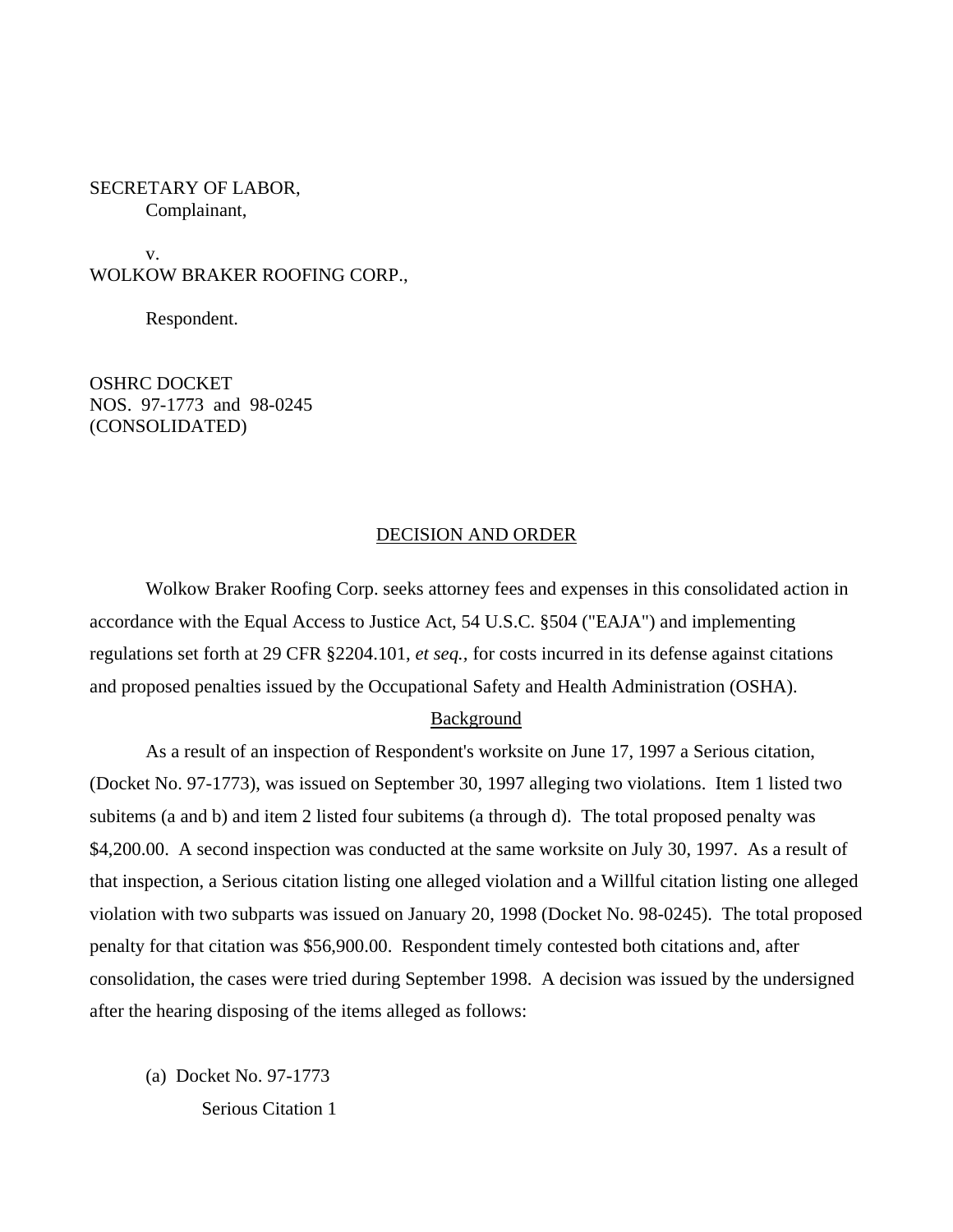SECRETARY OF LABOR,
Complainant,

v.

WOLKOW BRAKER ROOFING CORP.,

Respondent.

OSHRC DOCKET
NOS. 97-1773 and 98-0245
(CONSOLIDATED)

## DECISION AND ORDER

Wolkow Braker Roofing Corp. seeks attorney fees and expenses in this consolidated action in accordance with the Equal Access to Justice Act, 54 U.S.C. §504 ("EAJA") and implementing regulations set forth at 29 CFR §2204.101, *et seq.,* for costs incurred in its defense against citations and proposed penalties issued by the Occupational Safety and Health Administration (OSHA).

### Background

As a result of an inspection of Respondent's worksite on June 17, 1997 a Serious citation, (Docket No. 97-1773), was issued on September 30, 1997 alleging two violations. Item 1 listed two subitems (a and b) and item 2 listed four subitems (a through d). The total proposed penalty was $4,200.00. A second inspection was conducted at the same worksite on July 30, 1997. As a result of that inspection, a Serious citation listing one alleged violation and a Willful citation listing one alleged violation with two subparts was issued on January 20, 1998 (Docket No. 98-0245). The total proposed penalty for that citation was $56,900.00. Respondent timely contested both citations and, after consolidation, the cases were tried during September 1998. A decision was issued by the undersigned after the hearing disposing of the items alleged as follows:

(a) Docket No. 97-1773

Serious Citation 1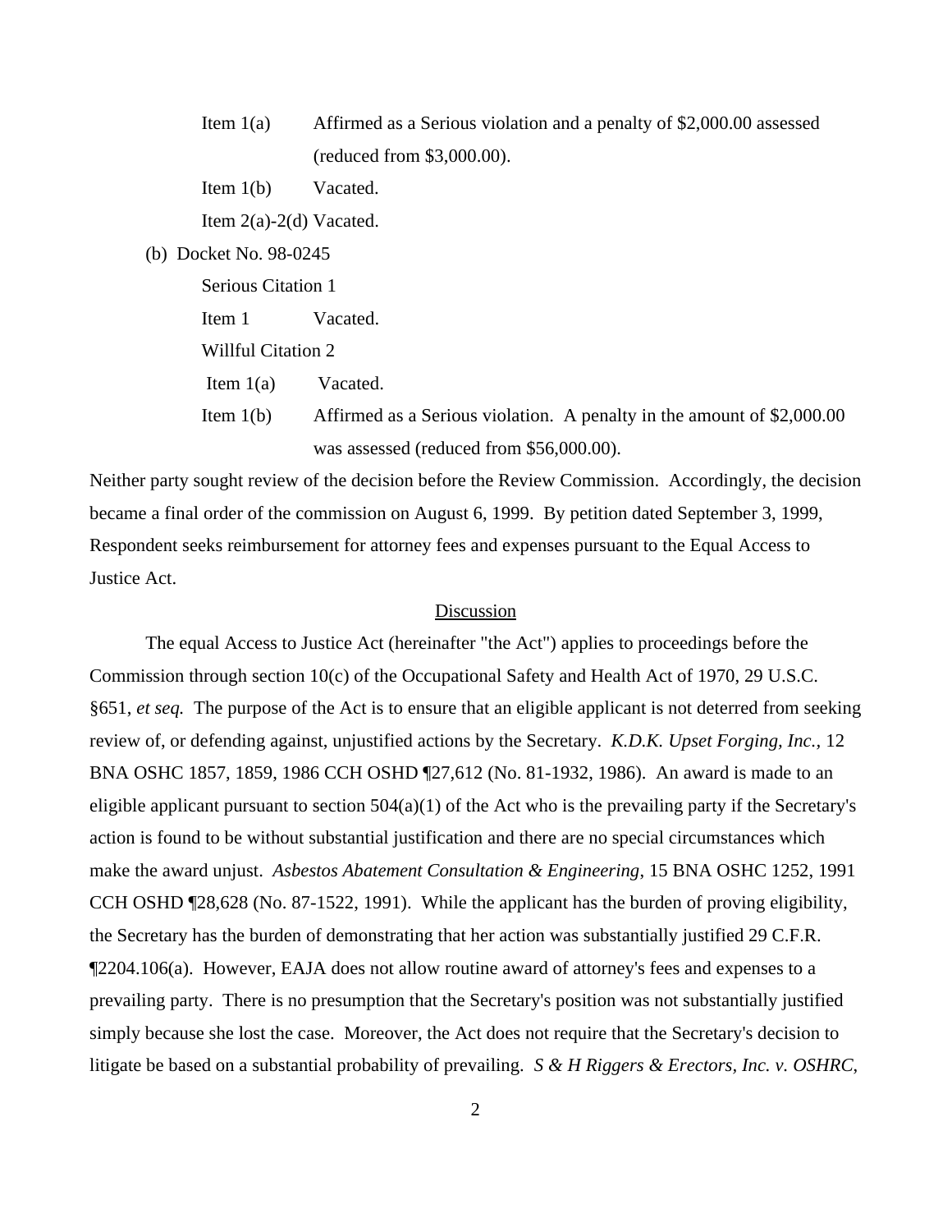Item 1(a) Affirmed as a Serious violation and a penalty of $2,000.00 assessed (reduced from $3,000.00).

Item 1(b) Vacated.

Item 2(a)-2(d) Vacated.

(b) Docket No. 98-0245

Serious Citation 1

Item 1 Vacated.

Willful Citation 2

Item 1(a) Vacated.

Item 1(b) Affirmed as a Serious violation. A penalty in the amount of $2,000.00 was assessed (reduced from $56,000.00).

Neither party sought review of the decision before the Review Commission. Accordingly, the decision became a final order of the commission on August 6, 1999. By petition dated September 3, 1999, Respondent seeks reimbursement for attorney fees and expenses pursuant to the Equal Access to Justice Act.

<u>Discussion</u>

The equal Access to Justice Act (hereinafter "the Act") applies to proceedings before the Commission through section 10(c) of the Occupational Safety and Health Act of 1970, 29 U.S.C. §651, *et seq.* The purpose of the Act is to ensure that an eligible applicant is not deterred from seeking review of, or defending against, unjustified actions by the Secretary. *K.D.K. Upset Forging, Inc.*, 12 BNA OSHC 1857, 1859, 1986 CCH OSHD ¶27,612 (No. 81-1932, 1986). An award is made to an eligible applicant pursuant to section 504(a)(1) of the Act who is the prevailing party if the Secretary's action is found to be without substantial justification and there are no special circumstances which make the award unjust. *Asbestos Abatement Consultation & Engineering*, 15 BNA OSHC 1252, 1991 CCH OSHD ¶28,628 (No. 87-1522, 1991). While the applicant has the burden of proving eligibility, the Secretary has the burden of demonstrating that her action was substantially justified 29 C.F.R. ¶2204.106(a). However, EAJA does not allow routine award of attorney's fees and expenses to a prevailing party. There is no presumption that the Secretary's position was not substantially justified simply because she lost the case. Moreover, the Act does not require that the Secretary's decision to litigate be based on a substantial probability of prevailing. *S & H Riggers & Erectors, Inc. v. OSHRC*,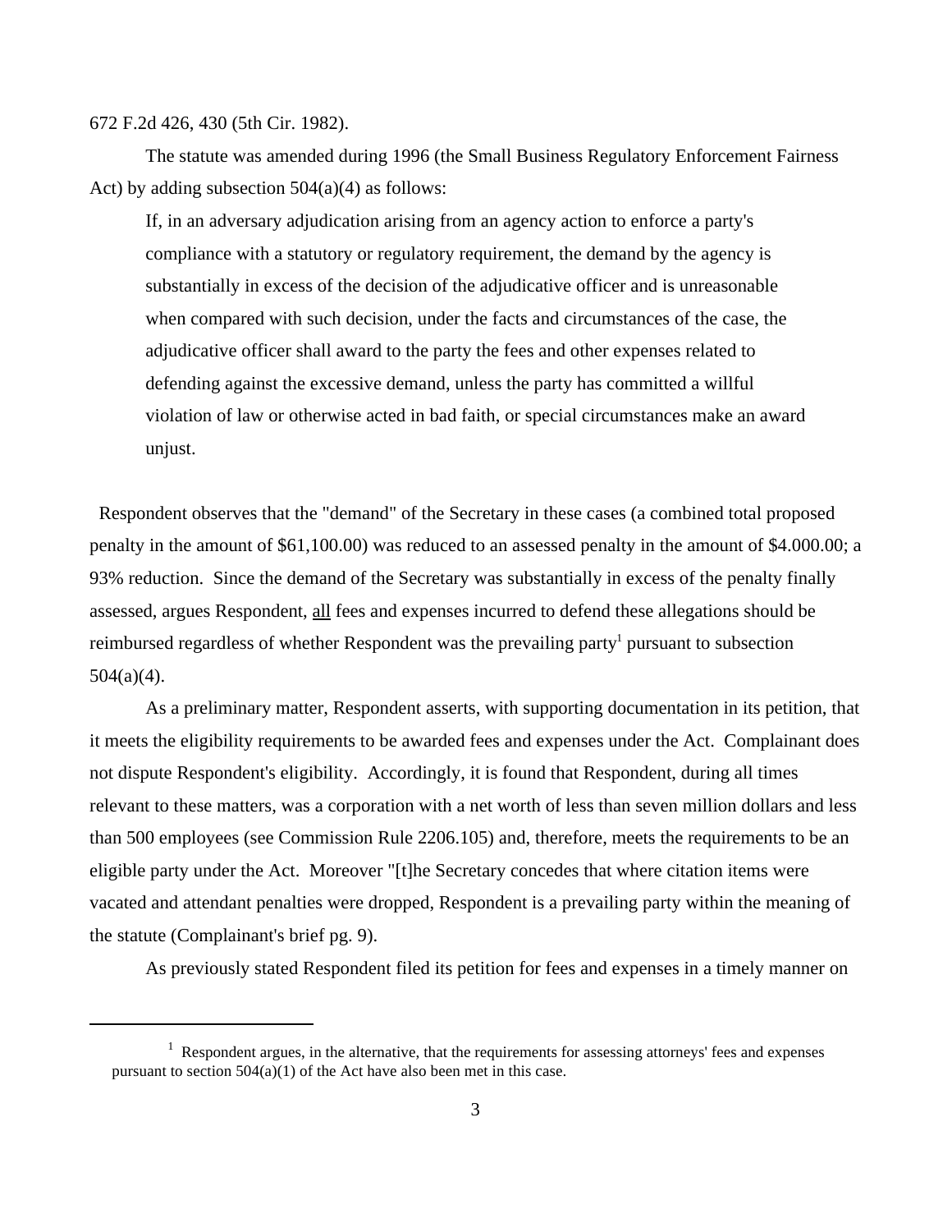672 F.2d 426, 430 (5th Cir. 1982).

The statute was amended during 1996 (the Small Business Regulatory Enforcement Fairness Act) by adding subsection 504(a)(4) as follows:

> If, in an adversary adjudication arising from an agency action to enforce a party's compliance with a statutory or regulatory requirement, the demand by the agency is substantially in excess of the decision of the adjudicative officer and is unreasonable when compared with such decision, under the facts and circumstances of the case, the adjudicative officer shall award to the party the fees and other expenses related to defending against the excessive demand, unless the party has committed a willful violation of law or otherwise acted in bad faith, or special circumstances make an award unjust.

Respondent observes that the "demand" of the Secretary in these cases (a combined total proposed penalty in the amount of $61,100.00) was reduced to an assessed penalty in the amount of $4.000.00; a 93% reduction. Since the demand of the Secretary was substantially in excess of the penalty finally assessed, argues Respondent, <u>all</u> fees and expenses incurred to defend these allegations should be reimbursed regardless of whether Respondent was the prevailing party[1] pursuant to subsection 504(a)(4).

As a preliminary matter, Respondent asserts, with supporting documentation in its petition, that it meets the eligibility requirements to be awarded fees and expenses under the Act. Complainant does not dispute Respondent's eligibility. Accordingly, it is found that Respondent, during all times relevant to these matters, was a corporation with a net worth of less than seven million dollars and less than 500 employees (see Commission Rule 2206.105) and, therefore, meets the requirements to be an eligible party under the Act. Moreover "[t]he Secretary concedes that where citation items were vacated and attendant penalties were dropped, Respondent is a prevailing party within the meaning of the statute (Complainant's brief pg. 9).

As previously stated Respondent filed its petition for fees and expenses in a timely manner on

---

[1] Respondent argues, in the alternative, that the requirements for assessing attorneys' fees and expenses pursuant to section 504(a)(1) of the Act have also been met in this case.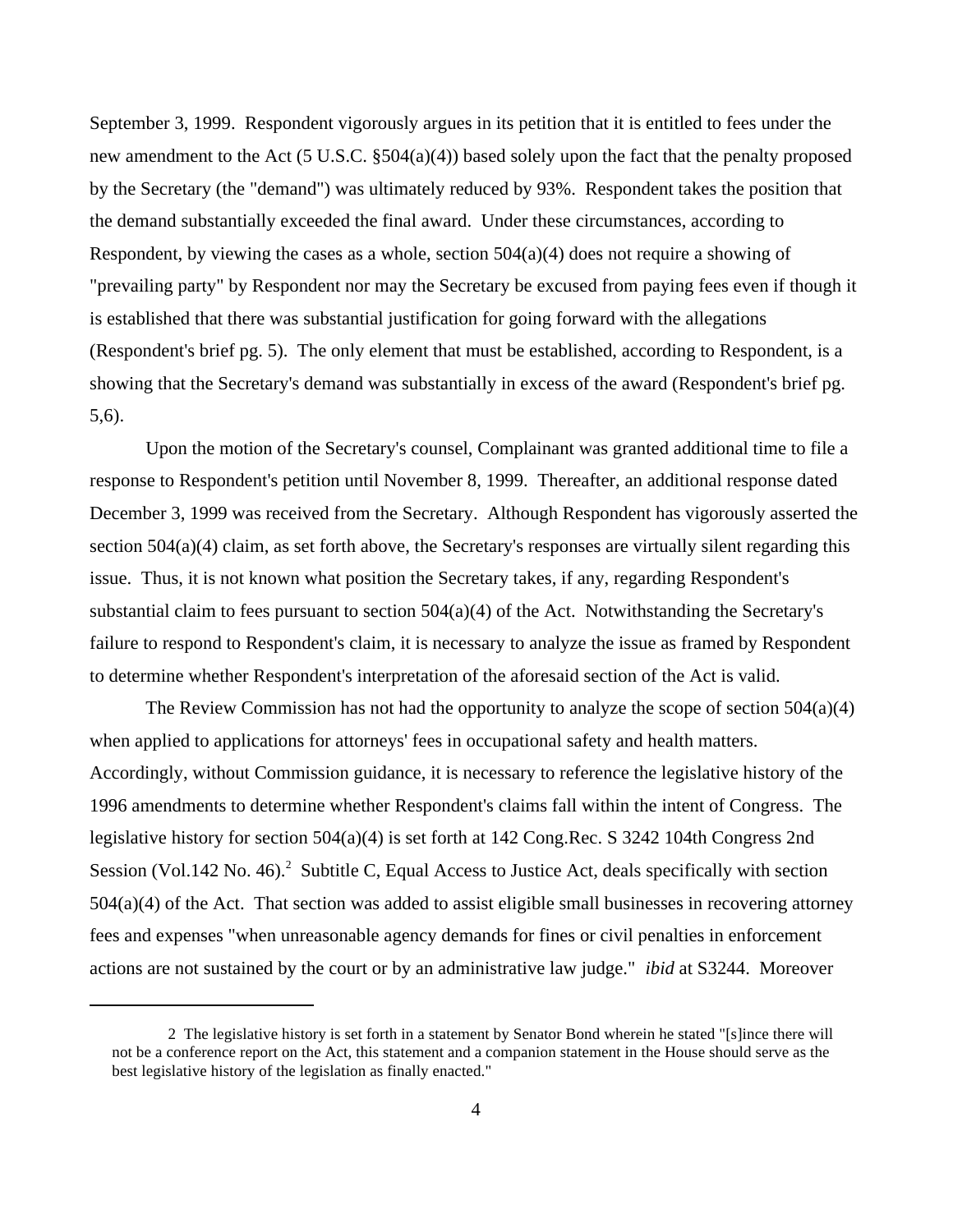September 3, 1999. Respondent vigorously argues in its petition that it is entitled to fees under the new amendment to the Act (5 U.S.C. §504(a)(4)) based solely upon the fact that the penalty proposed by the Secretary (the "demand") was ultimately reduced by 93%. Respondent takes the position that the demand substantially exceeded the final award. Under these circumstances, according to Respondent, by viewing the cases as a whole, section 504(a)(4) does not require a showing of "prevailing party" by Respondent nor may the Secretary be excused from paying fees even if though it is established that there was substantial justification for going forward with the allegations (Respondent's brief pg. 5). The only element that must be established, according to Respondent, is a showing that the Secretary's demand was substantially in excess of the award (Respondent's brief pg. 5,6).

Upon the motion of the Secretary's counsel, Complainant was granted additional time to file a response to Respondent's petition until November 8, 1999. Thereafter, an additional response dated December 3, 1999 was received from the Secretary. Although Respondent has vigorously asserted the section 504(a)(4) claim, as set forth above, the Secretary's responses are virtually silent regarding this issue. Thus, it is not known what position the Secretary takes, if any, regarding Respondent's substantial claim to fees pursuant to section 504(a)(4) of the Act. Notwithstanding the Secretary's failure to respond to Respondent's claim, it is necessary to analyze the issue as framed by Respondent to determine whether Respondent's interpretation of the aforesaid section of the Act is valid.

The Review Commission has not had the opportunity to analyze the scope of section 504(a)(4) when applied to applications for attorneys' fees in occupational safety and health matters. Accordingly, without Commission guidance, it is necessary to reference the legislative history of the 1996 amendments to determine whether Respondent's claims fall within the intent of Congress. The legislative history for section 504(a)(4) is set forth at 142 Cong.Rec. S 3242 104th Congress 2nd Session (Vol.142 No. 46).[2] Subtitle C, Equal Access to Justice Act, deals specifically with section 504(a)(4) of the Act. That section was added to assist eligible small businesses in recovering attorney fees and expenses "when unreasonable agency demands for fines or civil penalties in enforcement actions are not sustained by the court or by an administrative law judge." *ibid* at S3244. Moreover

---

2 The legislative history is set forth in a statement by Senator Bond wherein he stated "[s]ince there will not be a conference report on the Act, this statement and a companion statement in the House should serve as the best legislative history of the legislation as finally enacted."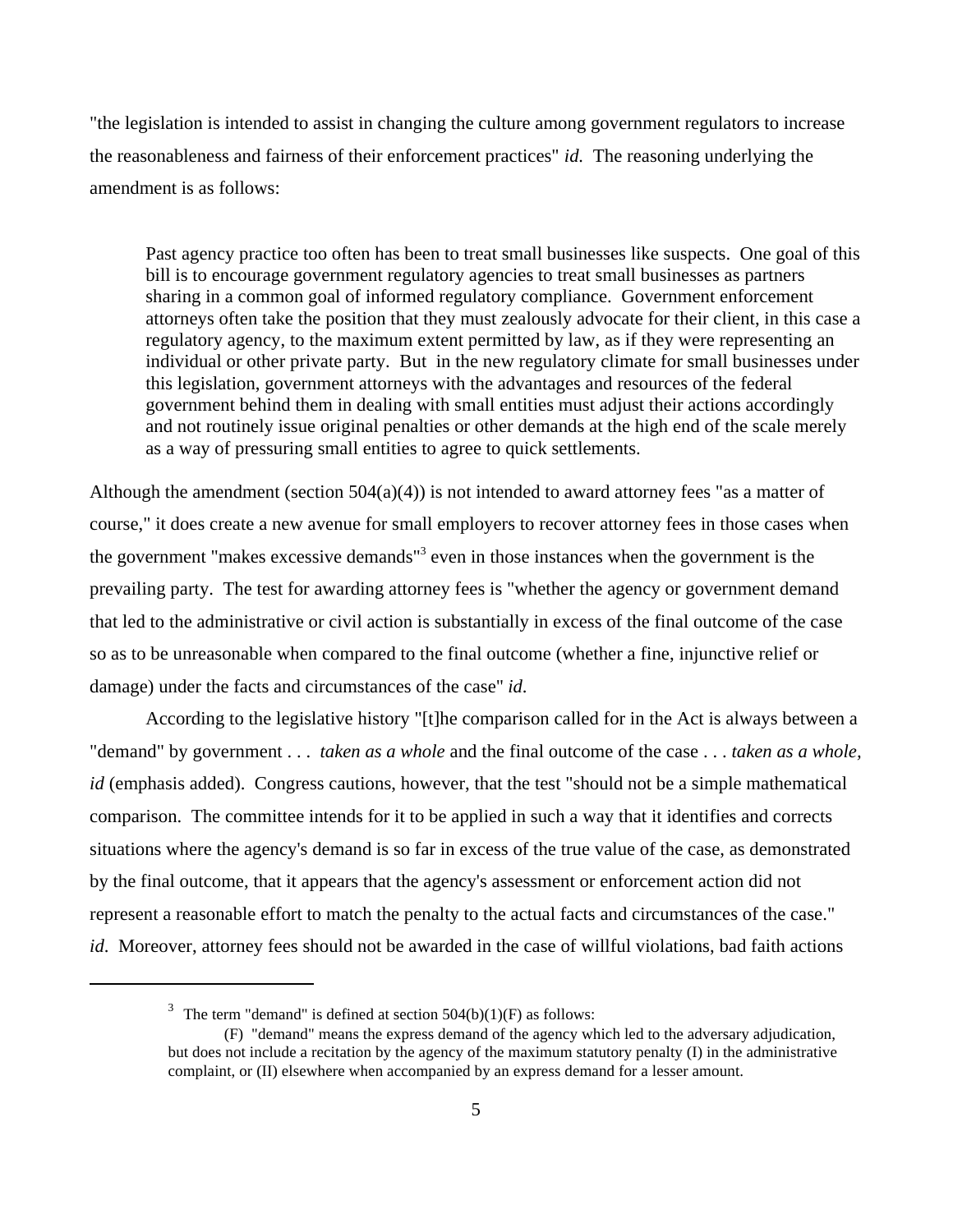"the legislation is intended to assist in changing the culture among government regulators to increase the reasonableness and fairness of their enforcement practices" *id.* The reasoning underlying the amendment is as follows:

> Past agency practice too often has been to treat small businesses like suspects. One goal of this bill is to encourage government regulatory agencies to treat small businesses as partners sharing in a common goal of informed regulatory compliance. Government enforcement attorneys often take the position that they must zealously advocate for their client, in this case a regulatory agency, to the maximum extent permitted by law, as if they were representing an individual or other private party. But in the new regulatory climate for small businesses under this legislation, government attorneys with the advantages and resources of the federal government behind them in dealing with small entities must adjust their actions accordingly and not routinely issue original penalties or other demands at the high end of the scale merely as a way of pressuring small entities to agree to quick settlements.

Although the amendment (section 504(a)(4)) is not intended to award attorney fees "as a matter of course," it does create a new avenue for small employers to recover attorney fees in those cases when the government "makes excessive demands"[3] even in those instances when the government is the prevailing party. The test for awarding attorney fees is "whether the agency or government demand that led to the administrative or civil action is substantially in excess of the final outcome of the case so as to be unreasonable when compared to the final outcome (whether a fine, injunctive relief or damage) under the facts and circumstances of the case" *id*.

According to the legislative history "[t]he comparison called for in the Act is always between a "demand" by government . . . *taken as a whole* and the final outcome of the case . . . *taken as a whole, id* (emphasis added). Congress cautions, however, that the test "should not be a simple mathematical comparison. The committee intends for it to be applied in such a way that it identifies and corrects situations where the agency's demand is so far in excess of the true value of the case, as demonstrated by the final outcome, that it appears that the agency's assessment or enforcement action did not represent a reasonable effort to match the penalty to the actual facts and circumstances of the case." *id.* Moreover, attorney fees should not be awarded in the case of willful violations, bad faith actions

---

[3] The term "demand" is defined at section 504(b)(1)(F) as follows:

(F) "demand" means the express demand of the agency which led to the adversary adjudication, but does not include a recitation by the agency of the maximum statutory penalty (I) in the administrative complaint, or (II) elsewhere when accompanied by an express demand for a lesser amount.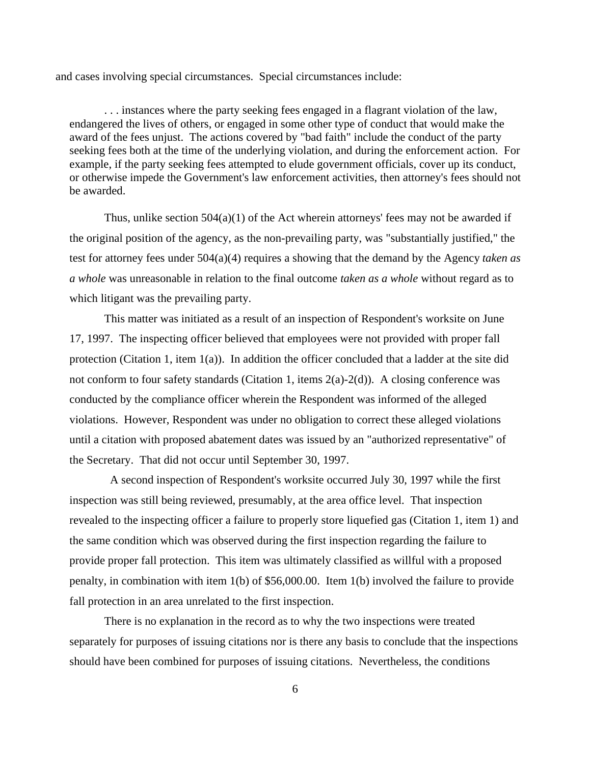and cases involving special circumstances. Special circumstances include:

> . . . instances where the party seeking fees engaged in a flagrant violation of the law, endangered the lives of others, or engaged in some other type of conduct that would make the award of the fees unjust. The actions covered by "bad faith" include the conduct of the party seeking fees both at the time of the underlying violation, and during the enforcement action. For example, if the party seeking fees attempted to elude government officials, cover up its conduct, or otherwise impede the Government's law enforcement activities, then attorney's fees should not be awarded.

Thus, unlike section 504(a)(1) of the Act wherein attorneys' fees may not be awarded if the original position of the agency, as the non-prevailing party, was "substantially justified," the test for attorney fees under 504(a)(4) requires a showing that the demand by the Agency *taken as a whole* was unreasonable in relation to the final outcome *taken as a whole* without regard as to which litigant was the prevailing party.

This matter was initiated as a result of an inspection of Respondent's worksite on June 17, 1997. The inspecting officer believed that employees were not provided with proper fall protection (Citation 1, item 1(a)). In addition the officer concluded that a ladder at the site did not conform to four safety standards (Citation 1, items 2(a)-2(d)). A closing conference was conducted by the compliance officer wherein the Respondent was informed of the alleged violations. However, Respondent was under no obligation to correct these alleged violations until a citation with proposed abatement dates was issued by an "authorized representative" of the Secretary. That did not occur until September 30, 1997.

A second inspection of Respondent's worksite occurred July 30, 1997 while the first inspection was still being reviewed, presumably, at the area office level. That inspection revealed to the inspecting officer a failure to properly store liquefied gas (Citation 1, item 1) and the same condition which was observed during the first inspection regarding the failure to provide proper fall protection. This item was ultimately classified as willful with a proposed penalty, in combination with item 1(b) of $56,000.00. Item 1(b) involved the failure to provide fall protection in an area unrelated to the first inspection.

There is no explanation in the record as to why the two inspections were treated separately for purposes of issuing citations nor is there any basis to conclude that the inspections should have been combined for purposes of issuing citations. Nevertheless, the conditions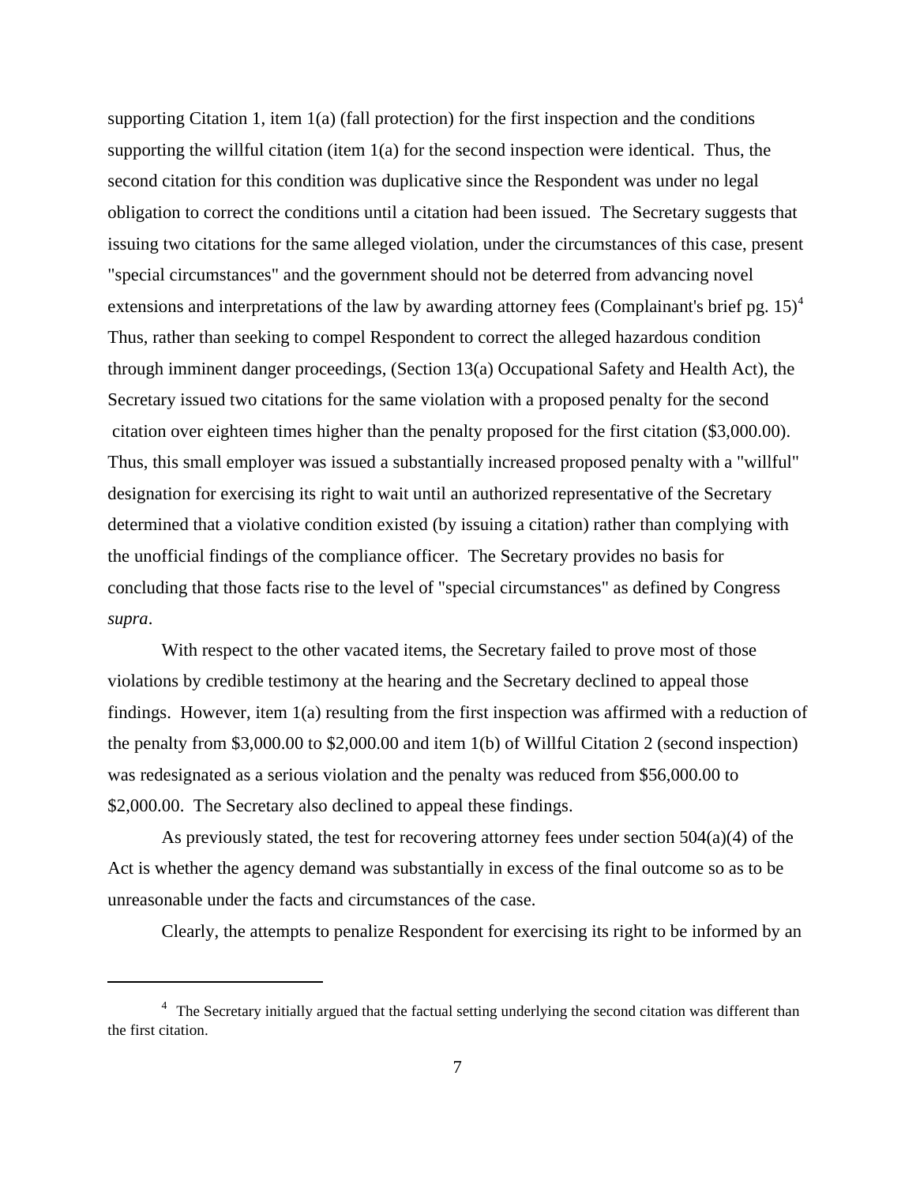supporting Citation 1, item 1(a) (fall protection) for the first inspection and the conditions supporting the willful citation (item 1(a) for the second inspection were identical. Thus, the second citation for this condition was duplicative since the Respondent was under no legal obligation to correct the conditions until a citation had been issued. The Secretary suggests that issuing two citations for the same alleged violation, under the circumstances of this case, present "special circumstances" and the government should not be deterred from advancing novel extensions and interpretations of the law by awarding attorney fees (Complainant's brief pg. 15)[4] Thus, rather than seeking to compel Respondent to correct the alleged hazardous condition through imminent danger proceedings, (Section 13(a) Occupational Safety and Health Act), the Secretary issued two citations for the same violation with a proposed penalty for the second citation over eighteen times higher than the penalty proposed for the first citation ($3,000.00). Thus, this small employer was issued a substantially increased proposed penalty with a "willful" designation for exercising its right to wait until an authorized representative of the Secretary determined that a violative condition existed (by issuing a citation) rather than complying with the unofficial findings of the compliance officer. The Secretary provides no basis for concluding that those facts rise to the level of "special circumstances" as defined by Congress *supra*.

With respect to the other vacated items, the Secretary failed to prove most of those violations by credible testimony at the hearing and the Secretary declined to appeal those findings. However, item 1(a) resulting from the first inspection was affirmed with a reduction of the penalty from $3,000.00 to $2,000.00 and item 1(b) of Willful Citation 2 (second inspection) was redesignated as a serious violation and the penalty was reduced from $56,000.00 to $2,000.00. The Secretary also declined to appeal these findings.

As previously stated, the test for recovering attorney fees under section 504(a)(4) of the Act is whether the agency demand was substantially in excess of the final outcome so as to be unreasonable under the facts and circumstances of the case.

Clearly, the attempts to penalize Respondent for exercising its right to be informed by an

---

[4] The Secretary initially argued that the factual setting underlying the second citation was different than the first citation.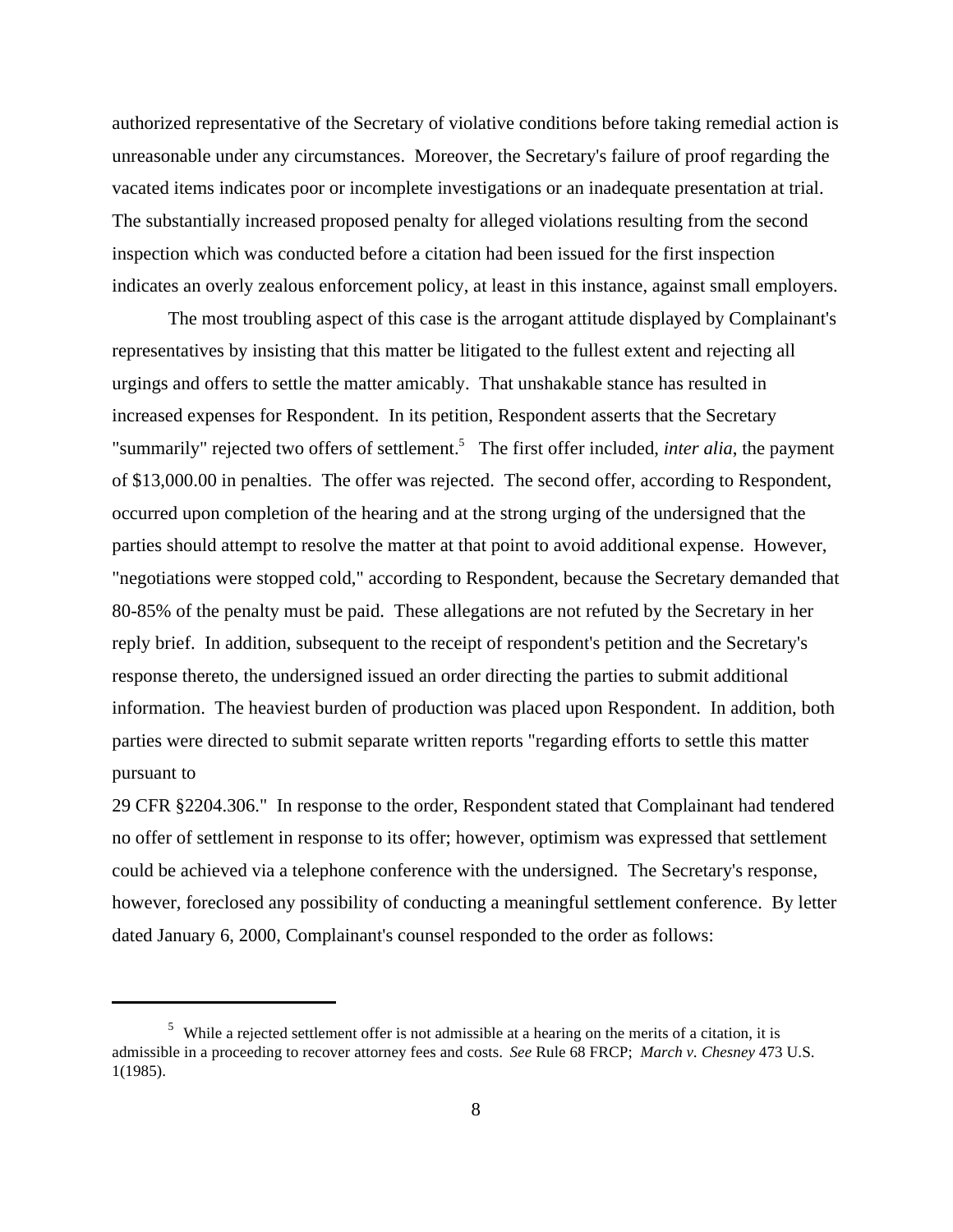authorized representative of the Secretary of violative conditions before taking remedial action is unreasonable under any circumstances. Moreover, the Secretary's failure of proof regarding the vacated items indicates poor or incomplete investigations or an inadequate presentation at trial. The substantially increased proposed penalty for alleged violations resulting from the second inspection which was conducted before a citation had been issued for the first inspection indicates an overly zealous enforcement policy, at least in this instance, against small employers.

The most troubling aspect of this case is the arrogant attitude displayed by Complainant's representatives by insisting that this matter be litigated to the fullest extent and rejecting all urgings and offers to settle the matter amicably. That unshakable stance has resulted in increased expenses for Respondent. In its petition, Respondent asserts that the Secretary "summarily" rejected two offers of settlement.[5] The first offer included, *inter alia*, the payment of $13,000.00 in penalties. The offer was rejected. The second offer, according to Respondent, occurred upon completion of the hearing and at the strong urging of the undersigned that the parties should attempt to resolve the matter at that point to avoid additional expense. However, "negotiations were stopped cold," according to Respondent, because the Secretary demanded that 80-85% of the penalty must be paid. These allegations are not refuted by the Secretary in her reply brief. In addition, subsequent to the receipt of respondent's petition and the Secretary's response thereto, the undersigned issued an order directing the parties to submit additional information. The heaviest burden of production was placed upon Respondent. In addition, both parties were directed to submit separate written reports "regarding efforts to settle this matter pursuant to 29 CFR §2204.306." In response to the order, Respondent stated that Complainant had tendered no offer of settlement in response to its offer; however, optimism was expressed that settlement could be achieved via a telephone conference with the undersigned. The Secretary's response, however, foreclosed any possibility of conducting a meaningful settlement conference. By letter dated January 6, 2000, Complainant's counsel responded to the order as follows:

[5] While a rejected settlement offer is not admissible at a hearing on the merits of a citation, it is admissible in a proceeding to recover attorney fees and costs. *See* Rule 68 FRCP; *March v. Chesney* 473 U.S. 1(1985).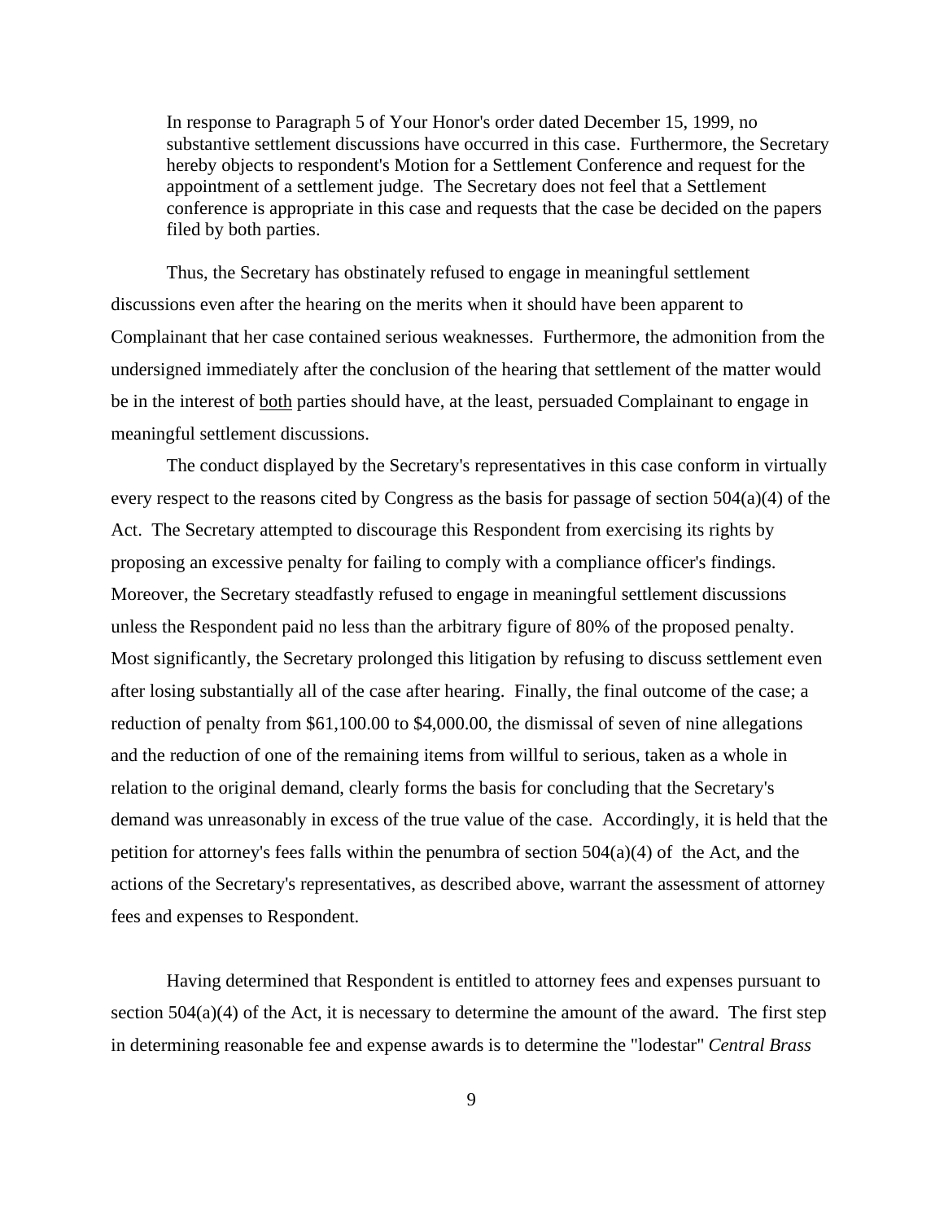> In response to Paragraph 5 of Your Honor's order dated December 15, 1999, no substantive settlement discussions have occurred in this case. Furthermore, the Secretary hereby objects to respondent's Motion for a Settlement Conference and request for the appointment of a settlement judge. The Secretary does not feel that a Settlement conference is appropriate in this case and requests that the case be decided on the papers filed by both parties.

Thus, the Secretary has obstinately refused to engage in meaningful settlement discussions even after the hearing on the merits when it should have been apparent to Complainant that her case contained serious weaknesses. Furthermore, the admonition from the undersigned immediately after the conclusion of the hearing that settlement of the matter would be in the interest of both parties should have, at the least, persuaded Complainant to engage in meaningful settlement discussions.

The conduct displayed by the Secretary's representatives in this case conform in virtually every respect to the reasons cited by Congress as the basis for passage of section 504(a)(4) of the Act. The Secretary attempted to discourage this Respondent from exercising its rights by proposing an excessive penalty for failing to comply with a compliance officer's findings. Moreover, the Secretary steadfastly refused to engage in meaningful settlement discussions unless the Respondent paid no less than the arbitrary figure of 80% of the proposed penalty. Most significantly, the Secretary prolonged this litigation by refusing to discuss settlement even after losing substantially all of the case after hearing. Finally, the final outcome of the case; a reduction of penalty from $61,100.00 to $4,000.00, the dismissal of seven of nine allegations and the reduction of one of the remaining items from willful to serious, taken as a whole in relation to the original demand, clearly forms the basis for concluding that the Secretary's demand was unreasonably in excess of the true value of the case. Accordingly, it is held that the petition for attorney's fees falls within the penumbra of section 504(a)(4) of the Act, and the actions of the Secretary's representatives, as described above, warrant the assessment of attorney fees and expenses to Respondent.

Having determined that Respondent is entitled to attorney fees and expenses pursuant to section 504(a)(4) of the Act, it is necessary to determine the amount of the award. The first step in determining reasonable fee and expense awards is to determine the "lodestar" *Central Brass*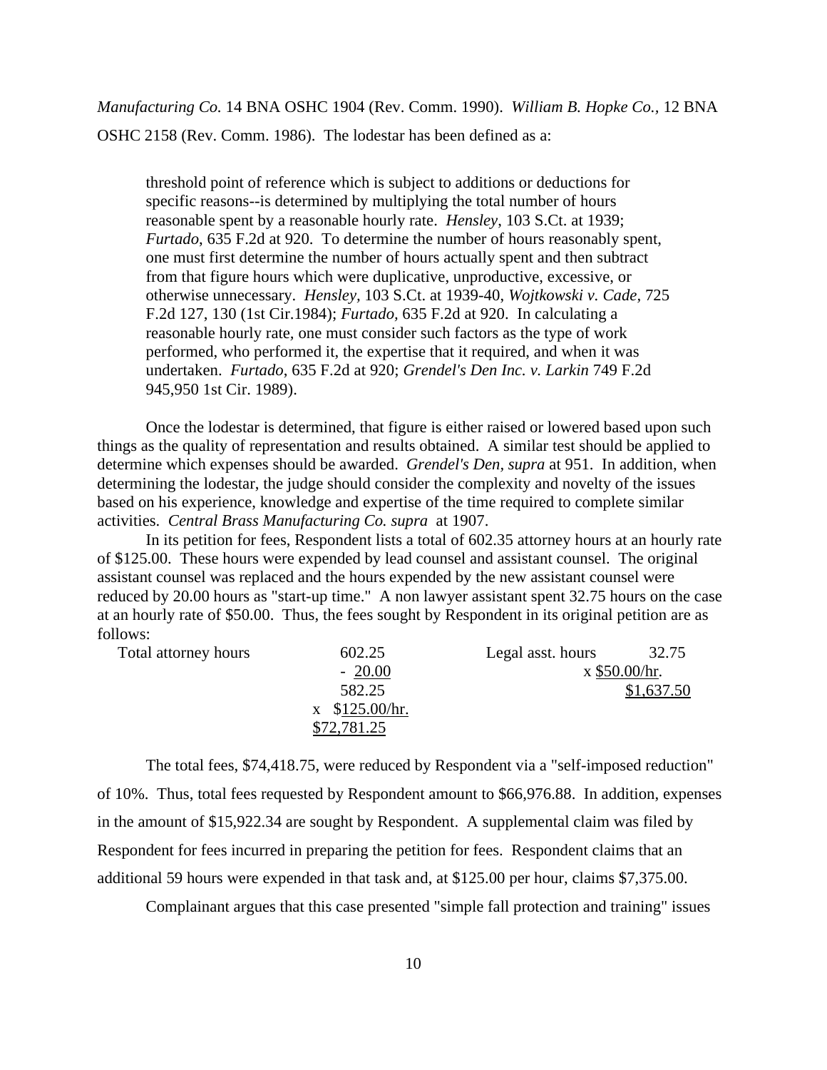*Manufacturing Co.* 14 BNA OSHC 1904 (Rev. Comm. 1990). *William B. Hopke Co.*, 12 BNA OSHC 2158 (Rev. Comm. 1986). The lodestar has been defined as a:

> threshold point of reference which is subject to additions or deductions for specific reasons--is determined by multiplying the total number of hours reasonable spent by a reasonable hourly rate. *Hensley*, 103 S.Ct. at 1939; *Furtado*, 635 F.2d at 920. To determine the number of hours reasonably spent, one must first determine the number of hours actually spent and then subtract from that figure hours which were duplicative, unproductive, excessive, or otherwise unnecessary. *Hensley*, 103 S.Ct. at 1939-40, *Wojtkowski v. Cade*, 725 F.2d 127, 130 (1st Cir.1984); *Furtado*, 635 F.2d at 920. In calculating a reasonable hourly rate, one must consider such factors as the type of work performed, who performed it, the expertise that it required, and when it was undertaken. *Furtado*, 635 F.2d at 920; *Grendel's Den Inc. v. Larkin* 749 F.2d 945,950 1st Cir. 1989).

Once the lodestar is determined, that figure is either raised or lowered based upon such things as the quality of representation and results obtained. A similar test should be applied to determine which expenses should be awarded. *Grendel's Den, supra* at 951. In addition, when determining the lodestar, the judge should consider the complexity and novelty of the issues based on his experience, knowledge and expertise of the time required to complete similar activities. *Central Brass Manufacturing Co. supra* at 1907.

In its petition for fees, Respondent lists a total of 602.35 attorney hours at an hourly rate of \$125.00. These hours were expended by lead counsel and assistant counsel. The original assistant counsel was replaced and the hours expended by the new assistant counsel were reduced by 20.00 hours as "start-up time." A non lawyer assistant spent 32.75 hours on the case at an hourly rate of \$50.00. Thus, the fees sought by Respondent in its original petition are as follows:

| Total attorney hours | | Legal asst. hours | |
|---|---|---|---|
| | 602.25 | | 32.75 |
| | - 20.00 | | x \$50.00/hr. |
| | 582.25 | | \$1,637.50 |
| | x \$125.00/hr. | | |
| | \$72,781.25 | | |

The total fees, \$74,418.75, were reduced by Respondent via a "self-imposed reduction" of 10%. Thus, total fees requested by Respondent amount to \$66,976.88. In addition, expenses in the amount of \$15,922.34 are sought by Respondent. A supplemental claim was filed by Respondent for fees incurred in preparing the petition for fees. Respondent claims that an additional 59 hours were expended in that task and, at \$125.00 per hour, claims \$7,375.00.

Complainant argues that this case presented "simple fall protection and training" issues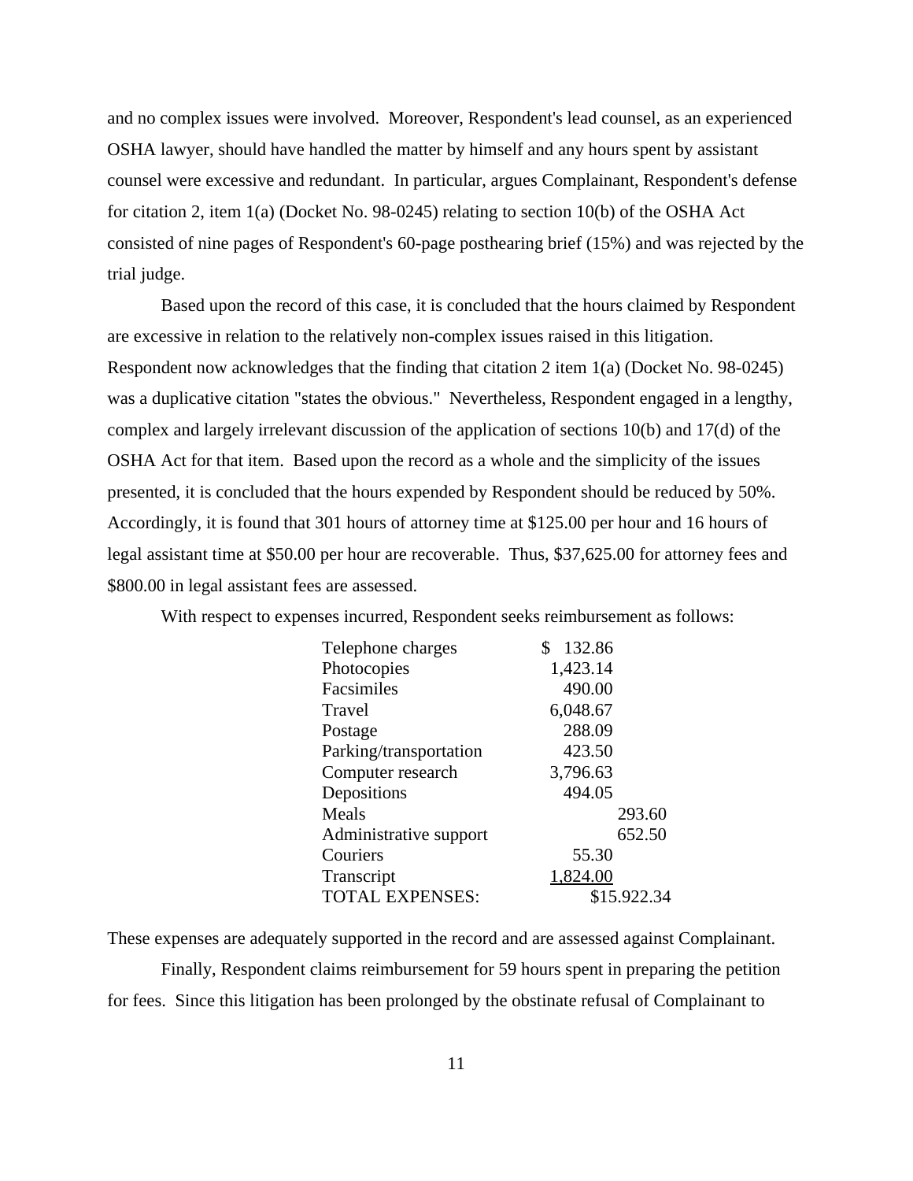and no complex issues were involved. Moreover, Respondent's lead counsel, as an experienced OSHA lawyer, should have handled the matter by himself and any hours spent by assistant counsel were excessive and redundant. In particular, argues Complainant, Respondent's defense for citation 2, item 1(a) (Docket No. 98-0245) relating to section 10(b) of the OSHA Act consisted of nine pages of Respondent's 60-page posthearing brief (15%) and was rejected by the trial judge.

Based upon the record of this case, it is concluded that the hours claimed by Respondent are excessive in relation to the relatively non-complex issues raised in this litigation. Respondent now acknowledges that the finding that citation 2 item 1(a) (Docket No. 98-0245) was a duplicative citation "states the obvious." Nevertheless, Respondent engaged in a lengthy, complex and largely irrelevant discussion of the application of sections 10(b) and 17(d) of the OSHA Act for that item. Based upon the record as a whole and the simplicity of the issues presented, it is concluded that the hours expended by Respondent should be reduced by 50%. Accordingly, it is found that 301 hours of attorney time at $125.00 per hour and 16 hours of legal assistant time at $50.00 per hour are recoverable. Thus, $37,625.00 for attorney fees and $800.00 in legal assistant fees are assessed.

With respect to expenses incurred, Respondent seeks reimbursement as follows:

| | | |
|---|---|---|
| Telephone charges | $ 132.86 | |
| Photocopies | 1,423.14 | |
| Facsimiles | 490.00 | |
| Travel | 6,048.67 | |
| Postage | 288.09 | |
| Parking/transportation | 423.50 | |
| Computer research | 3,796.63 | |
| Depositions | 494.05 | |
| Meals | | 293.60 |
| Administrative support | | 652.50 |
| Couriers | 55.30 | |
| Transcript | 1,824.00 | |
| TOTAL EXPENSES: | | $15.922.34 |

These expenses are adequately supported in the record and are assessed against Complainant.

Finally, Respondent claims reimbursement for 59 hours spent in preparing the petition for fees. Since this litigation has been prolonged by the obstinate refusal of Complainant to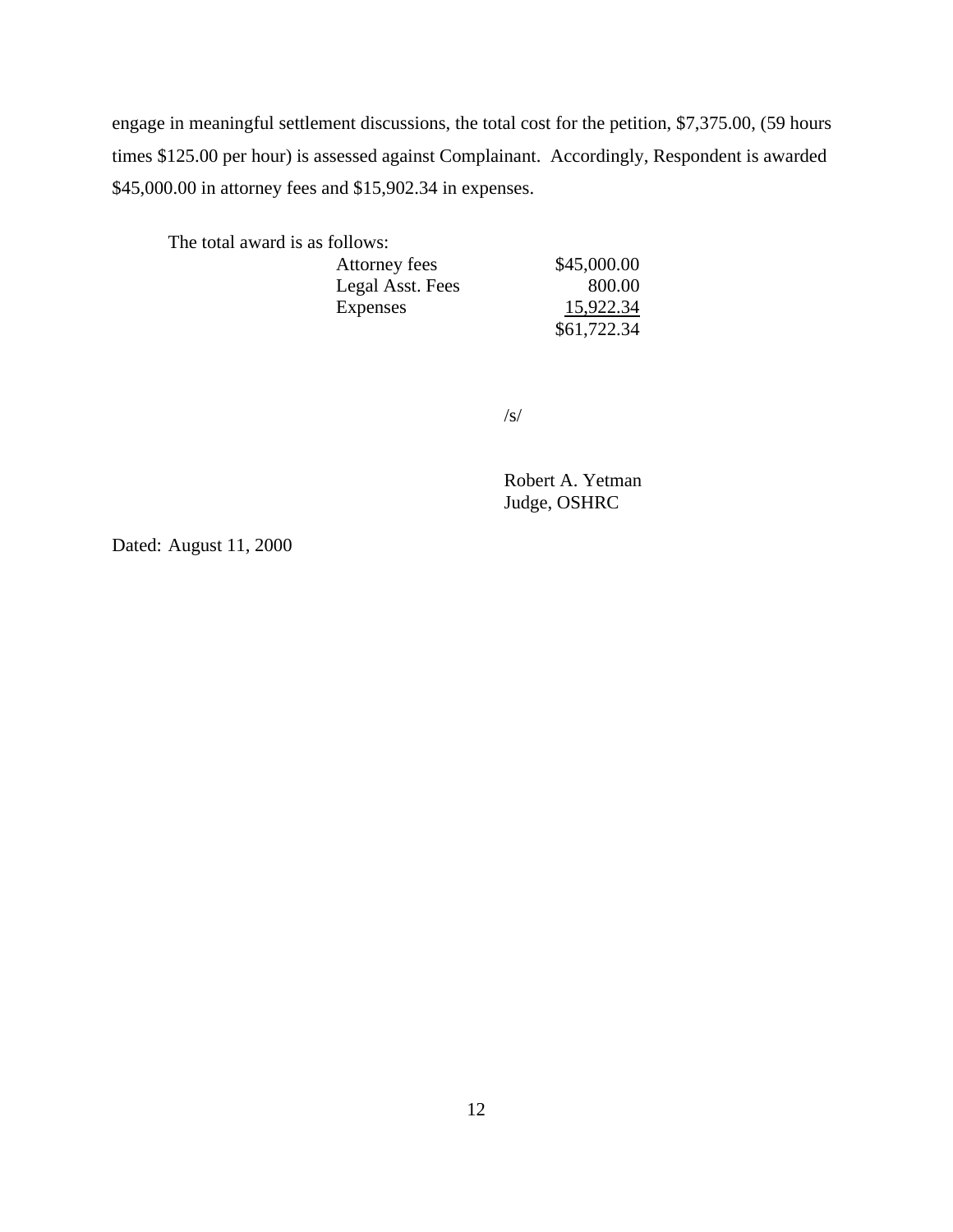engage in meaningful settlement discussions, the total cost for the petition, $7,375.00, (59 hours times $125.00 per hour) is assessed against Complainant. Accordingly, Respondent is awarded $45,000.00 in attorney fees and $15,902.34 in expenses.

The total award is as follows:

| | |
|---|---|
| Attorney fees | $45,000.00 |
| Legal Asst. Fees | 800.00 |
| Expenses | 15,922.34 |
| | $61,722.34 |

/s/

Robert A. Yetman
Judge, OSHRC

Dated: August 11, 2000